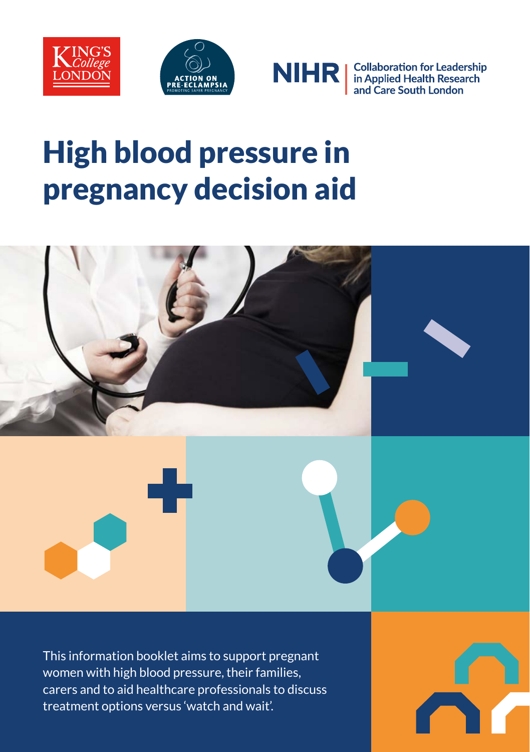King's College London

Action on Pre-Eclampsia — Promoting Safer Pregnancy

NIHR | Collaboration for Leadership in Applied Health Research and Care South London

# High blood pressure in pregnancy decision aid

This information booklet aims to support pregnant women with high blood pressure, their families, carers and to aid healthcare professionals to discuss treatment options versus 'watch and wait'.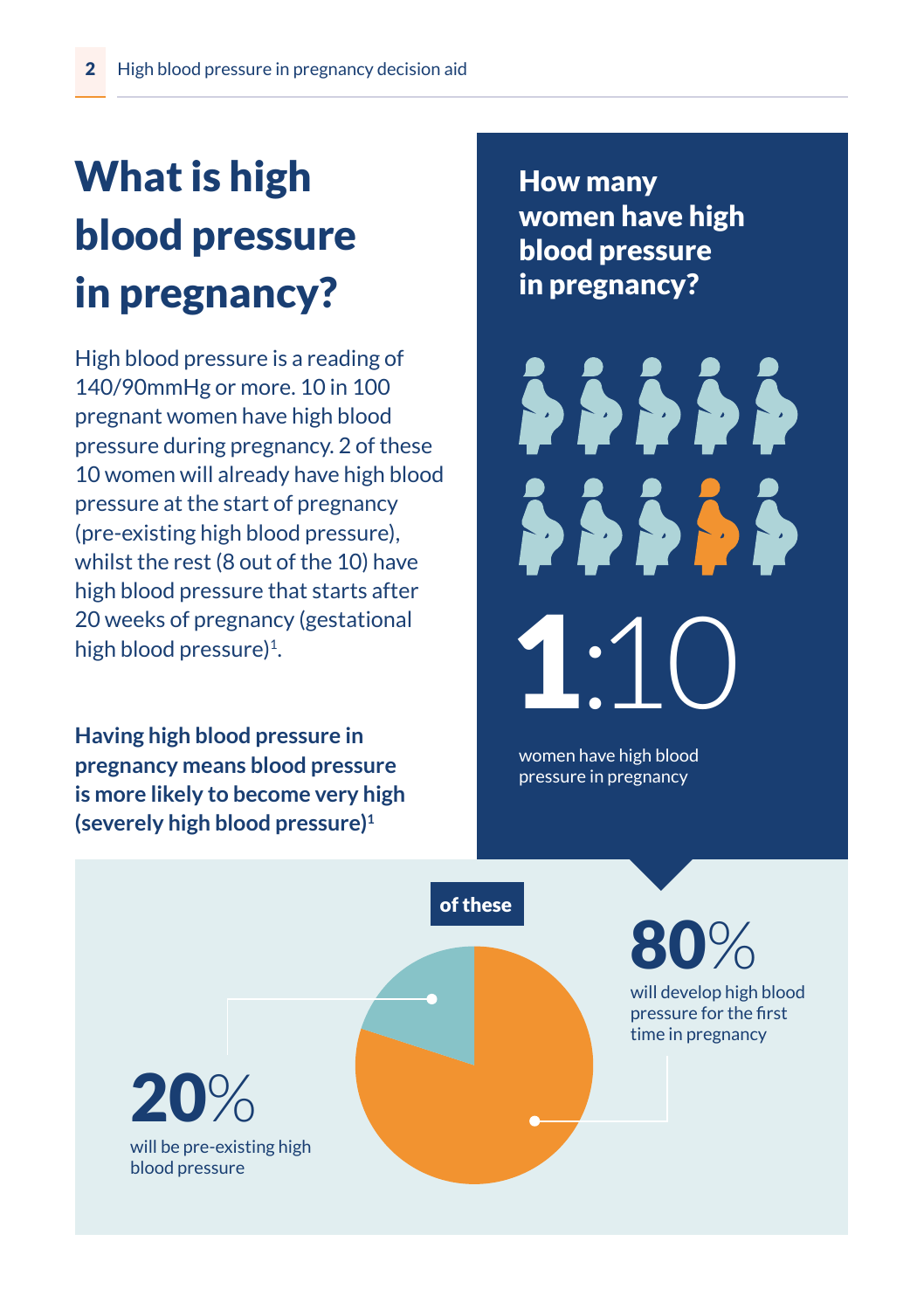# What is high blood pressure in pregnancy?

High blood pressure is a reading of 140/90mmHg or more. 10 in 100 pregnant women have high blood pressure during pregnancy. 2 of these 10 women will already have high blood pressure at the start of pregnancy (pre-existing high blood pressure), whilst the rest (8 out of the 10) have high blood pressure that starts after 20 weeks of pregnancy (gestational high blood pressure)[1].

**Having high blood pressure in pregnancy means blood pressure is more likely to become very high (severely high blood pressure)[1]**

## How many women have high blood pressure in pregnancy?

**1**:10

women have high blood pressure in pregnancy

**of these**

**80**%

will develop high blood pressure for the first time in pregnancy

**20**%

will be pre-existing high blood pressure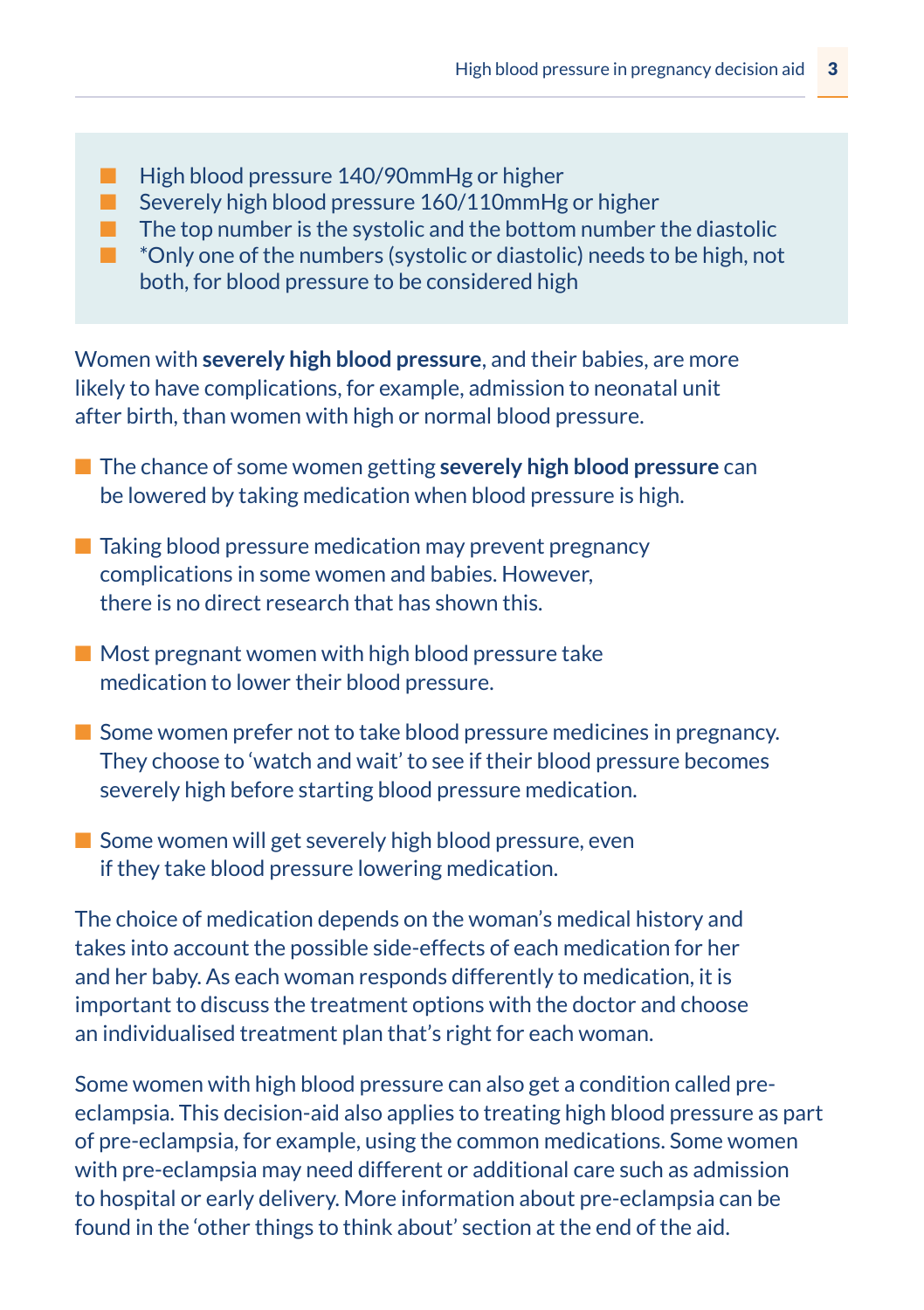- High blood pressure 140/90mmHg or higher
- Severely high blood pressure 160/110mmHg or higher
- The top number is the systolic and the bottom number the diastolic
- *Only one of the numbers (systolic or diastolic) needs to be high, not both, for blood pressure to be considered high

Women with **severely high blood pressure**, and their babies, are more likely to have complications, for example, admission to neonatal unit after birth, than women with high or normal blood pressure.

- The chance of some women getting **severely high blood pressure** can be lowered by taking medication when blood pressure is high.
- Taking blood pressure medication may prevent pregnancy complications in some women and babies. However, there is no direct research that has shown this.
- Most pregnant women with high blood pressure take medication to lower their blood pressure.
- Some women prefer not to take blood pressure medicines in pregnancy. They choose to 'watch and wait' to see if their blood pressure becomes severely high before starting blood pressure medication.
- Some women will get severely high blood pressure, even if they take blood pressure lowering medication.

The choice of medication depends on the woman's medical history and takes into account the possible side-effects of each medication for her and her baby. As each woman responds differently to medication, it is important to discuss the treatment options with the doctor and choose an individualised treatment plan that's right for each woman.

Some women with high blood pressure can also get a condition called pre-eclampsia. This decision-aid also applies to treating high blood pressure as part of pre-eclampsia, for example, using the common medications. Some women with pre-eclampsia may need different or additional care such as admission to hospital or early delivery. More information about pre-eclampsia can be found in the 'other things to think about' section at the end of the aid.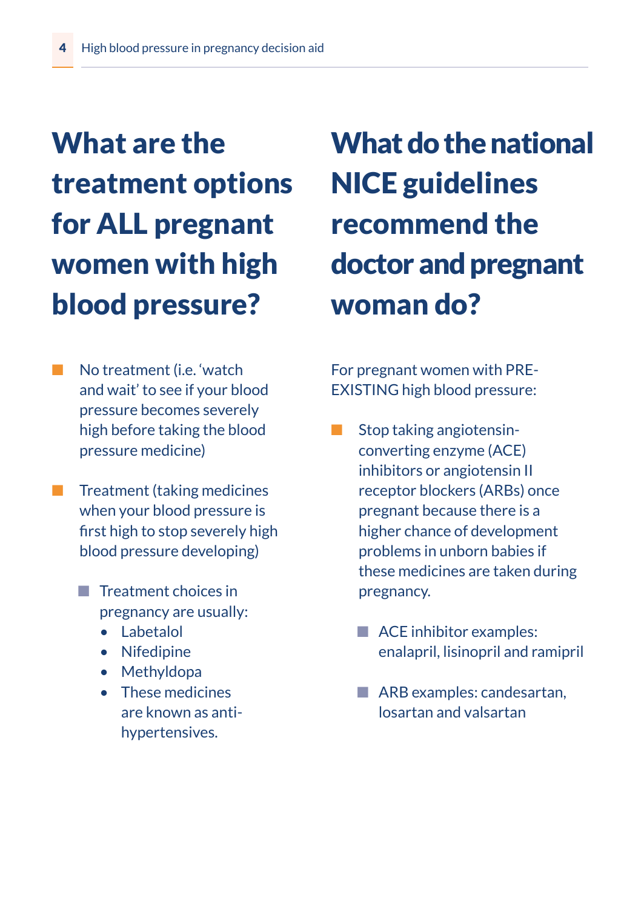## What are the treatment options for ALL pregnant women with high blood pressure?

- No treatment (i.e. 'watch and wait' to see if your blood pressure becomes severely high before taking the blood pressure medicine)
- Treatment (taking medicines when your blood pressure is first high to stop severely high blood pressure developing)
  - Treatment choices in pregnancy are usually:
    - Labetalol
    - Nifedipine
    - Methyldopa
    - These medicines are known as anti-hypertensives.

## What do the national NICE guidelines recommend the doctor and pregnant woman do?

For pregnant women with PRE-EXISTING high blood pressure:

- Stop taking angiotensin-converting enzyme (ACE) inhibitors or angiotensin II receptor blockers (ARBs) once pregnant because there is a higher chance of development problems in unborn babies if these medicines are taken during pregnancy.
  - ACE inhibitor examples: enalapril, lisinopril and ramipril
  - ARB examples: candesartan, losartan and valsartan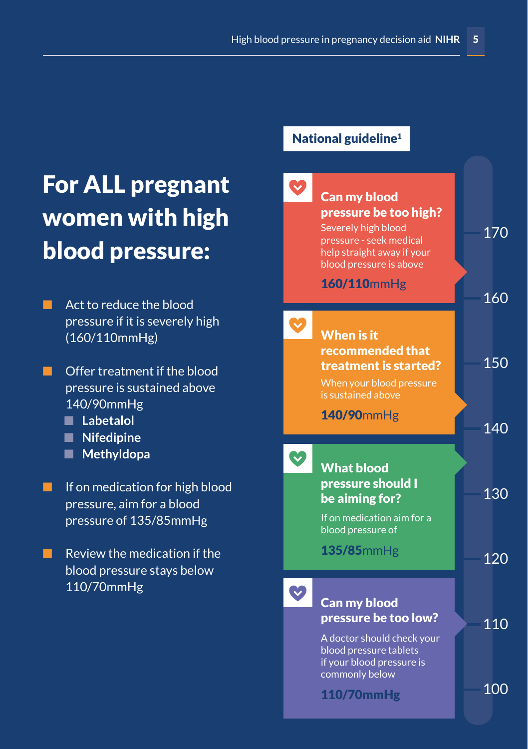# For ALL pregnant women with high blood pressure:

- Act to reduce the blood pressure if it is severely high (160/110mmHg)
- Offer treatment if the blood pressure is sustained above 140/90mmHg
  - **Labetalol**
  - **Nifedipine**
  - **Methyldopa**
- If on medication for high blood pressure, aim for a blood pressure of 135/85mmHg
- Review the medication if the blood pressure stays below 110/70mmHg

**National guideline[1]**

### Can my blood pressure be too high?

Severely high blood pressure - seek medical help straight away if your blood pressure is above

**160/110**mmHg

### When is it recommended that treatment is started?

When your blood pressure is sustained above

**140/90**mmHg

### What blood pressure should I be aiming for?

If on medication aim for a blood pressure of

**135/85**mmHg

### Can my blood pressure be too low?

A doctor should check your blood pressure tablets if your blood pressure is commonly below

**110/70mmHg**

170
160
150
140
130
120
110
100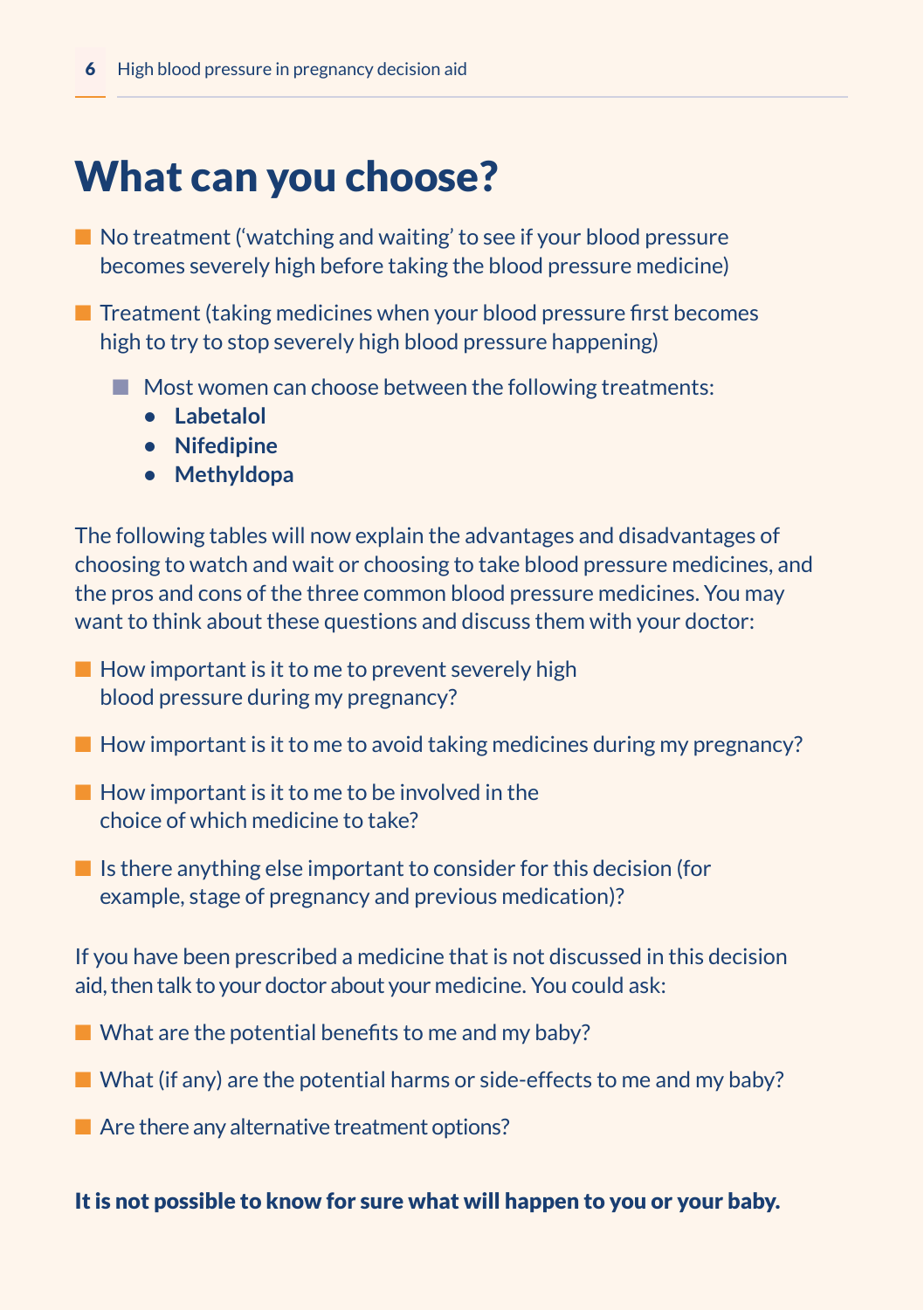# What can you choose?

- No treatment ('watching and waiting' to see if your blood pressure becomes severely high before taking the blood pressure medicine)
- Treatment (taking medicines when your blood pressure first becomes high to try to stop severely high blood pressure happening)
  - Most women can choose between the following treatments:
    - **Labetalol**
    - **Nifedipine**
    - **Methyldopa**

The following tables will now explain the advantages and disadvantages of choosing to watch and wait or choosing to take blood pressure medicines, and the pros and cons of the three common blood pressure medicines. You may want to think about these questions and discuss them with your doctor:

- How important is it to me to prevent severely high blood pressure during my pregnancy?
- How important is it to me to avoid taking medicines during my pregnancy?
- How important is it to me to be involved in the choice of which medicine to take?
- Is there anything else important to consider for this decision (for example, stage of pregnancy and previous medication)?

If you have been prescribed a medicine that is not discussed in this decision aid, then talk to your doctor about your medicine. You could ask:

- What are the potential benefits to me and my baby?
- What (if any) are the potential harms or side-effects to me and my baby?
- Are there any alternative treatment options?

**It is not possible to know for sure what will happen to you or your baby.**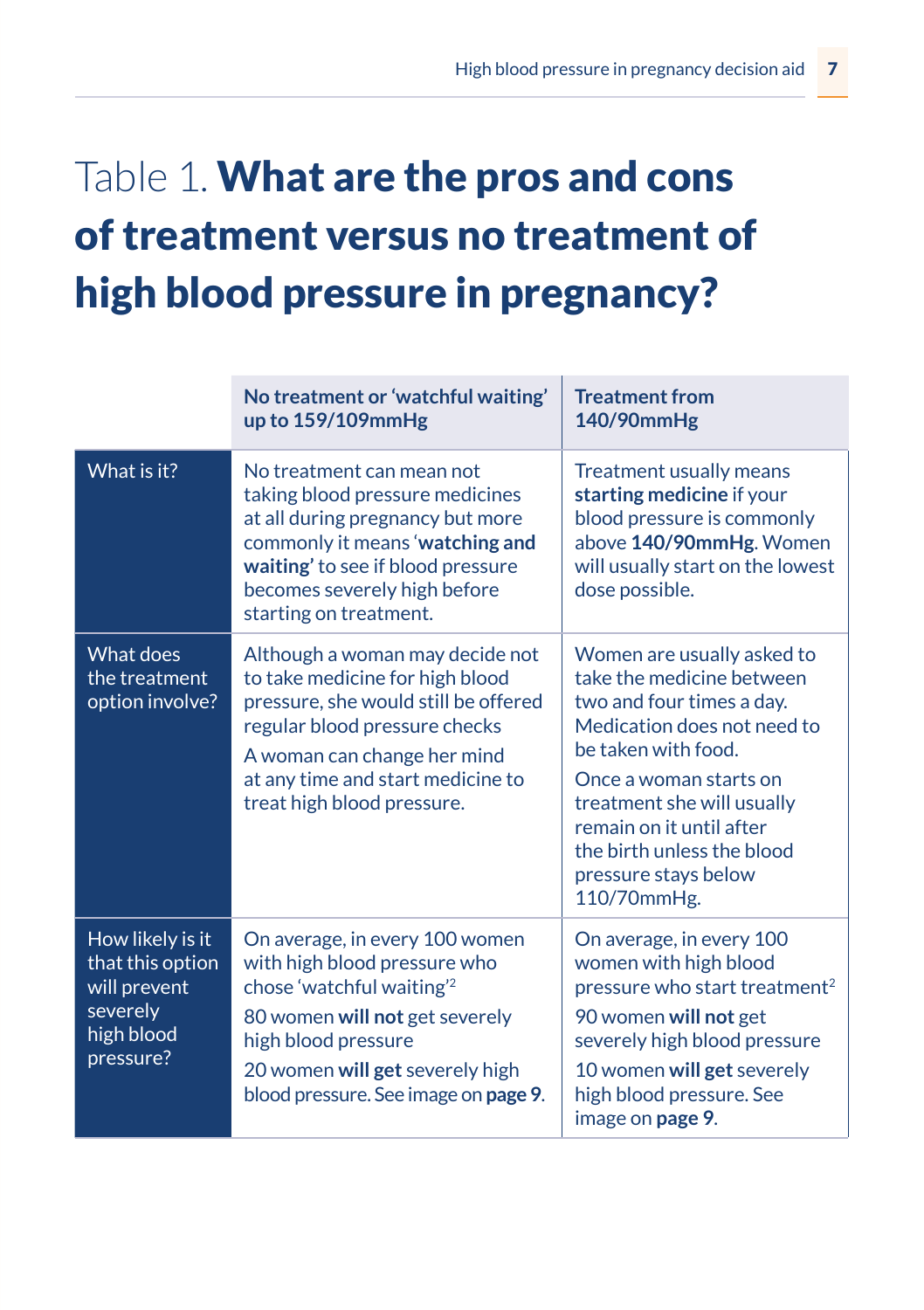# Table 1. **What are the pros and cons of treatment versus no treatment of high blood pressure in pregnancy?**

| | **No treatment or 'watchful waiting' up to 159/109mmHg** | **Treatment from 140/90mmHg** |
|---|---|---|
| What is it? | No treatment can mean not taking blood pressure medicines at all during pregnancy but more commonly it means '**watching and waiting**' to see if blood pressure becomes severely high before starting on treatment. | Treatment usually means **starting medicine** if your blood pressure is commonly above **140/90mmHg**. Women will usually start on the lowest dose possible. |
| What does the treatment option involve? | Although a woman may decide not to take medicine for high blood pressure, she would still be offered regular blood pressure checks<br><br>A woman can change her mind at any time and start medicine to treat high blood pressure. | Women are usually asked to take the medicine between two and four times a day. Medication does not need to be taken with food.<br><br>Once a woman starts on treatment she will usually remain on it until after the birth unless the blood pressure stays below 110/70mmHg. |
| How likely is it that this option will prevent severely high blood pressure? | On average, in every 100 women with high blood pressure who chose 'watchful waiting'[2]<br><br>80 women **will not** get severely high blood pressure<br><br>20 women **will get** severely high blood pressure. See image on **page 9**. | On average, in every 100 women with high blood pressure who start treatment[2]<br><br>90 women **will not** get severely high blood pressure<br><br>10 women **will get** severely high blood pressure. See image on **page 9**. |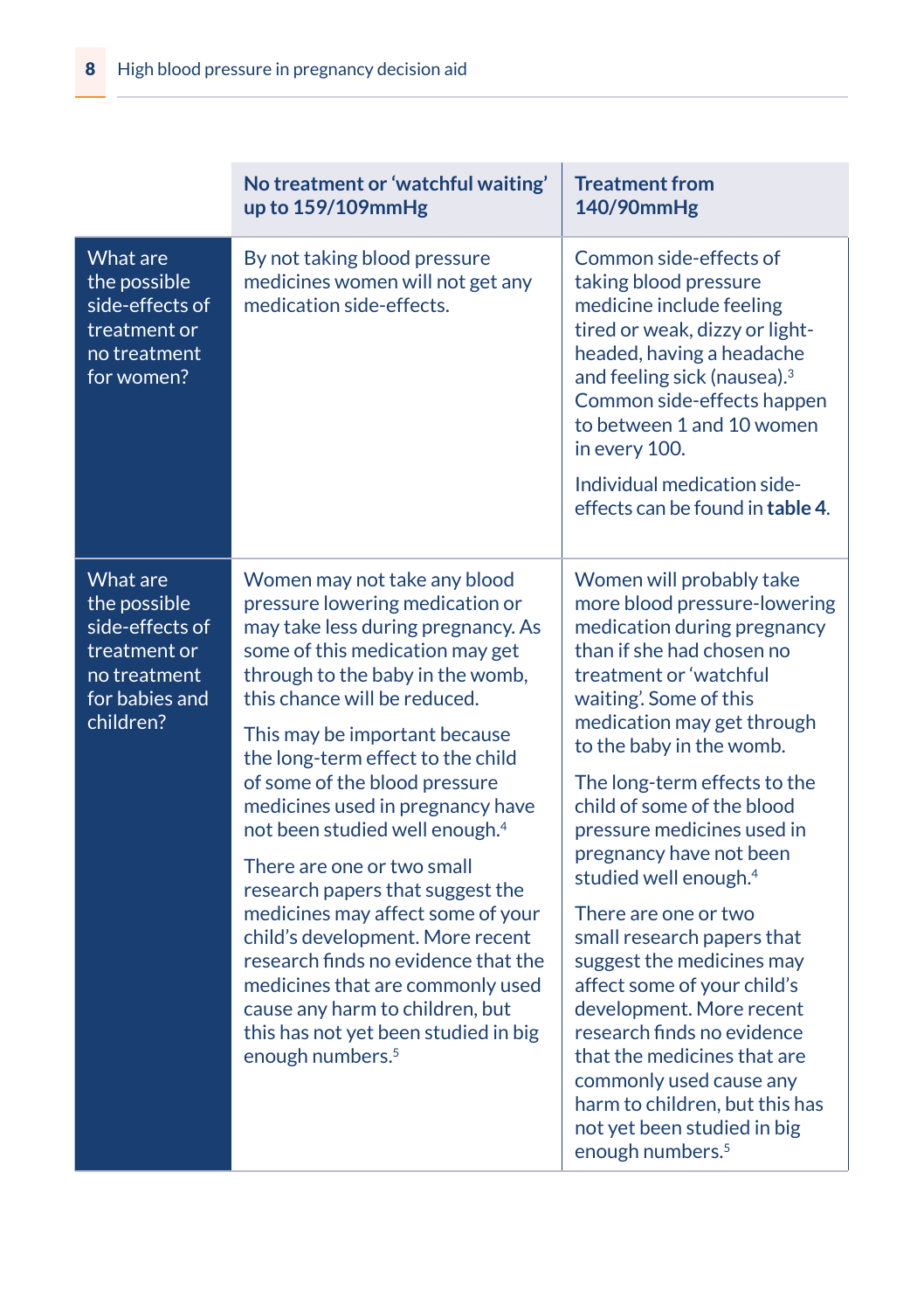| | No treatment or 'watchful waiting' up to 159/109mmHg | Treatment from 140/90mmHg |
|---|---|---|
| What are the possible side-effects of treatment or no treatment for women? | By not taking blood pressure medicines women will not get any medication side-effects. | Common side-effects of taking blood pressure medicine include feeling tired or weak, dizzy or light-headed, having a headache and feeling sick (nausea).[3] Common side-effects happen to between 1 and 10 women in every 100.<br><br>Individual medication side-effects can be found in **table 4**. |
| What are the possible side-effects of treatment or no treatment for babies and children? | Women may not take any blood pressure lowering medication or may take less during pregnancy. As some of this medication may get through to the baby in the womb, this chance will be reduced.<br><br>This may be important because the long-term effect to the child of some of the blood pressure medicines used in pregnancy have not been studied well enough.[4]<br><br>There are one or two small research papers that suggest the medicines may affect some of your child's development. More recent research finds no evidence that the medicines that are commonly used cause any harm to children, but this has not yet been studied in big enough numbers.[5] | Women will probably take more blood pressure-lowering medication during pregnancy than if she had chosen no treatment or 'watchful waiting'. Some of this medication may get through to the baby in the womb.<br><br>The long-term effects to the child of some of the blood pressure medicines used in pregnancy have not been studied well enough.[4]<br><br>There are one or two small research papers that suggest the medicines may affect some of your child's development. More recent research finds no evidence that the medicines that are commonly used cause any harm to children, but this has not yet been studied in big enough numbers.[5] |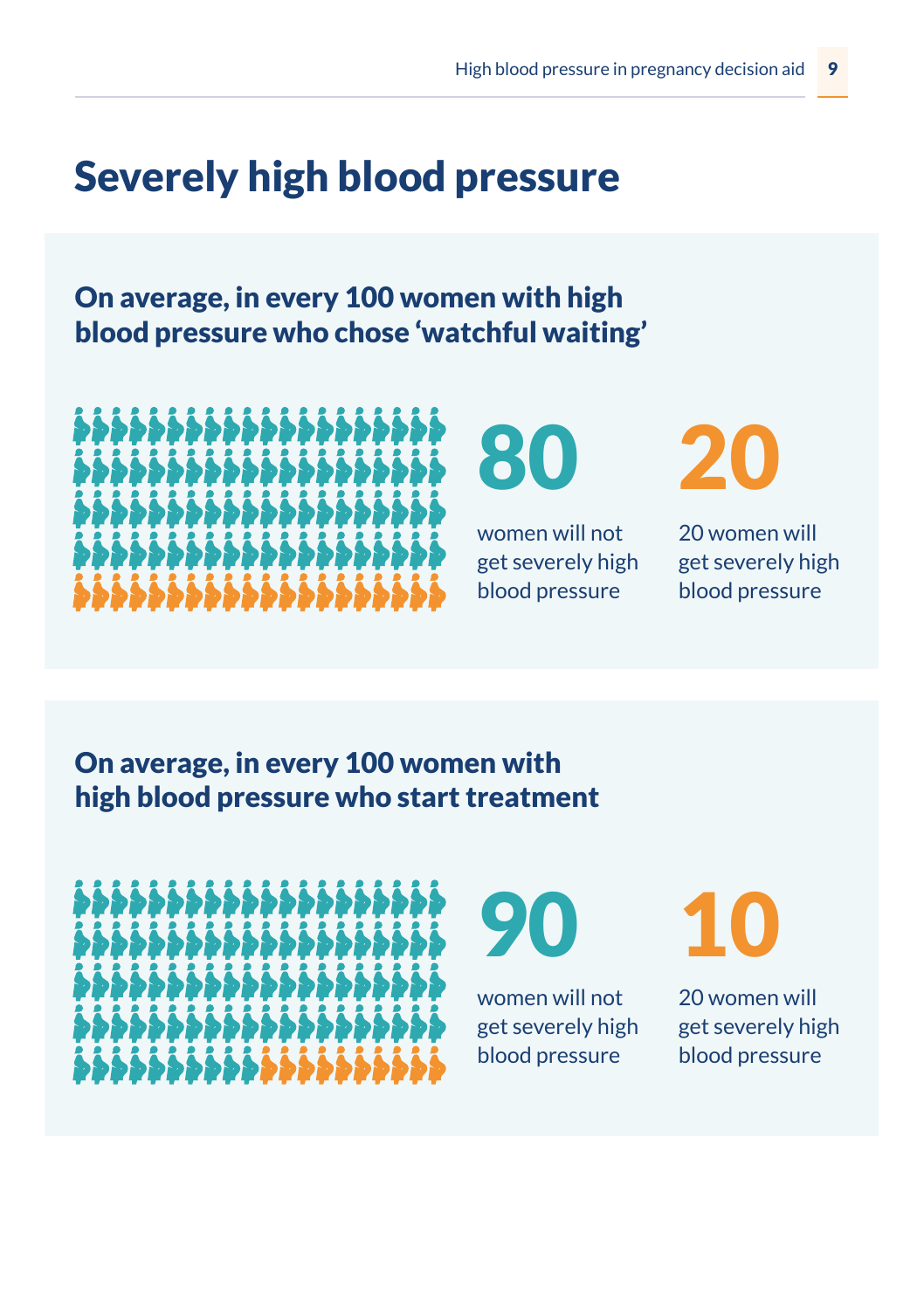# Severely high blood pressure

### On average, in every 100 women with high blood pressure who chose 'watchful waiting'

**80**

women will not get severely high blood pressure

**20**

20 women will get severely high blood pressure

### On average, in every 100 women with high blood pressure who start treatment

**90**

women will not get severely high blood pressure

**10**

20 women will get severely high blood pressure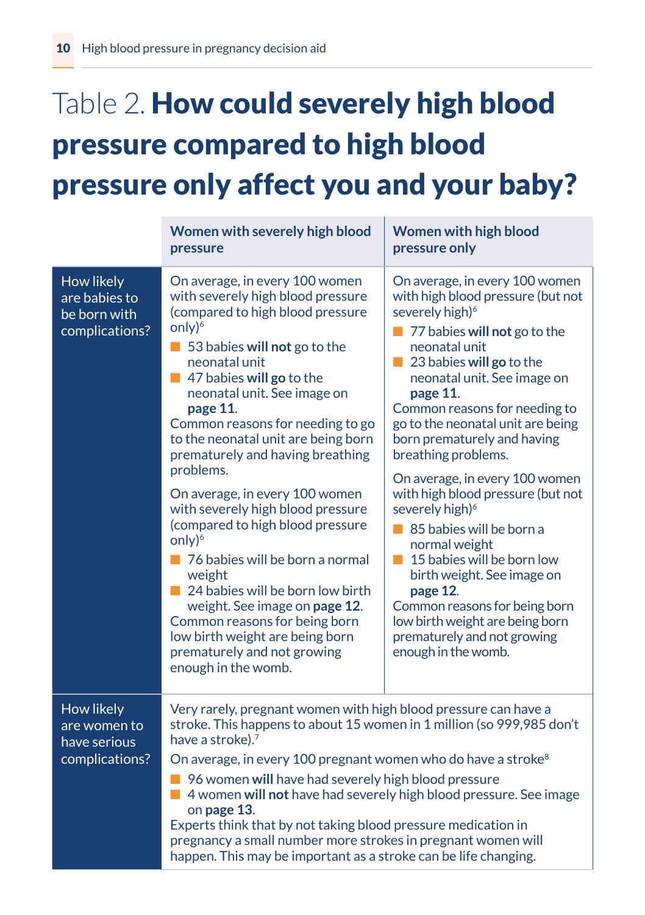# Table 2. **How could severely high blood pressure compared to high blood pressure only affect you and your baby?**

| | Women with severely high blood pressure | Women with high blood pressure only |
|---|---|---|
| How likely are babies to be born with complications? | On average, in every 100 women with severely high blood pressure (compared to high blood pressure only)[6]<br>- 53 babies **will not** go to the neonatal unit<br>- 47 babies **will go** to the neonatal unit. See image on **page 11**.<br>Common reasons for needing to go to the neonatal unit are being born prematurely and having breathing problems.<br><br>On average, in every 100 women with severely high blood pressure (compared to high blood pressure only)[6]<br>- 76 babies will be born a normal weight<br>- 24 babies will be born low birth weight. See image on **page 12**.<br>Common reasons for being born low birth weight are being born prematurely and not growing enough in the womb. | On average, in every 100 women with high blood pressure (but not severely high)[6]<br>- 77 babies **will not** go to the neonatal unit<br>- 23 babies **will go** to the neonatal unit. See image on **page 11**.<br>Common reasons for needing to go to the neonatal unit are being born prematurely and having breathing problems.<br><br>On average, in every 100 women with high blood pressure (but not severely high)[6]<br>- 85 babies will be born a normal weight<br>- 15 babies will be born low birth weight. See image on **page 12**.<br>Common reasons for being born low birth weight are being born prematurely and not growing enough in the womb. |
| How likely are women to have serious complications? | Very rarely, pregnant women with high blood pressure can have a stroke. This happens to about 15 women in 1 million (so 999,985 don't have a stroke).[7]<br>On average, in every 100 pregnant women who do have a stroke[8]<br>- 96 women **will** have had severely high blood pressure<br>- 4 women **will not** have had severely high blood pressure. See image on **page 13**.<br>Experts think that by not taking blood pressure medication in pregnancy a small number more strokes in pregnant women will happen. This may be important as a stroke can be life changing. | |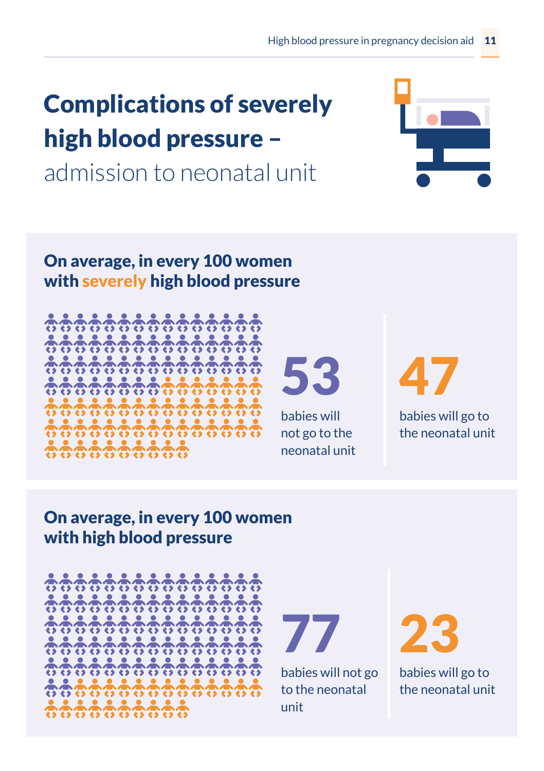# Complications of severely high blood pressure – admission to neonatal unit

## On average, in every 100 women with severely high blood pressure

**53** babies will not go to the neonatal unit

**47** babies will go to the neonatal unit

## On average, in every 100 women with high blood pressure

**77** babies will not go to the neonatal unit

**23** babies will go to the neonatal unit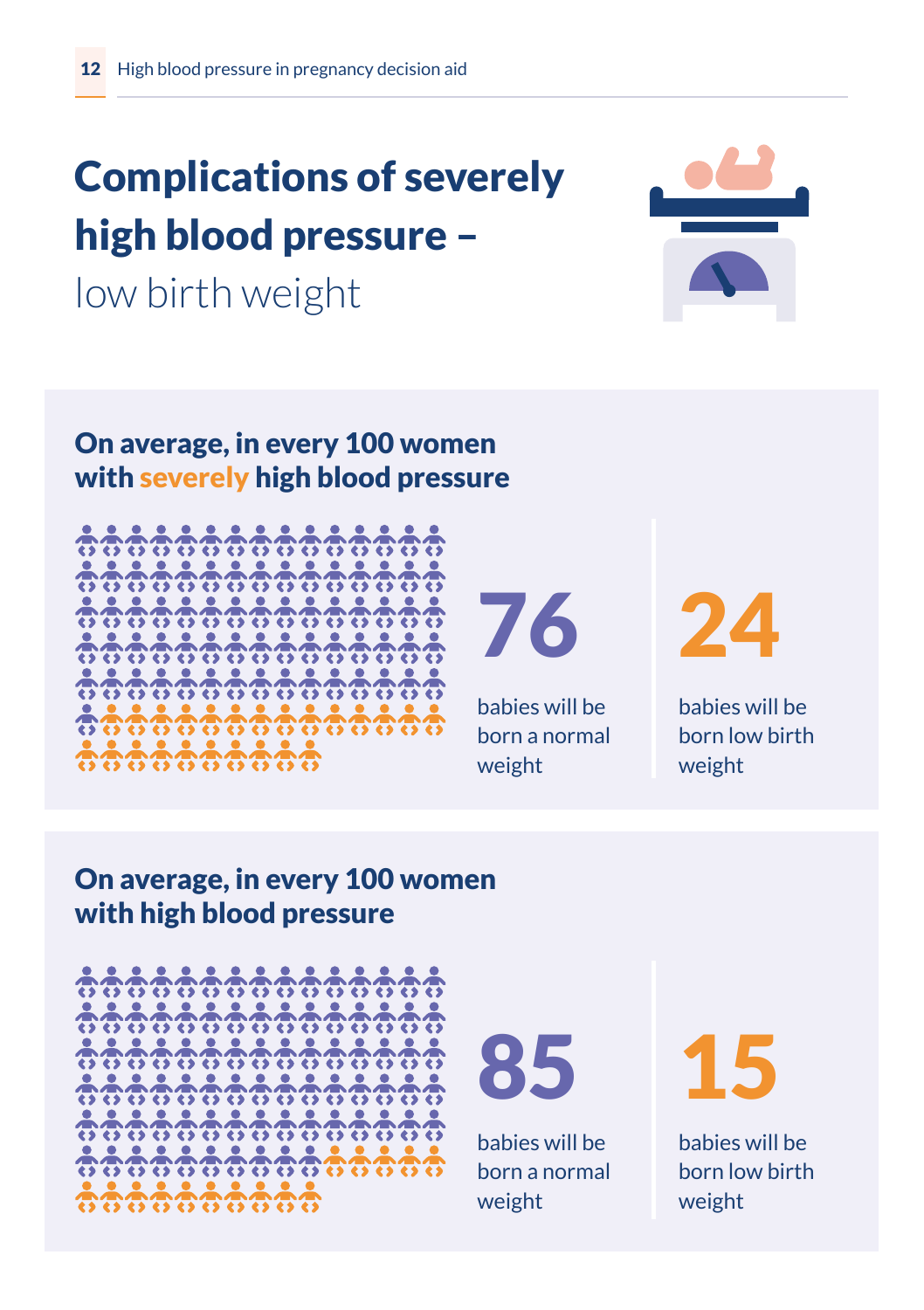# Complications of severely high blood pressure – low birth weight

## On average, in every 100 women with severely high blood pressure

**76** babies will be born a normal weight

**24** babies will be born low birth weight

## On average, in every 100 women with high blood pressure

**85** babies will be born a normal weight

**15** babies will be born low birth weight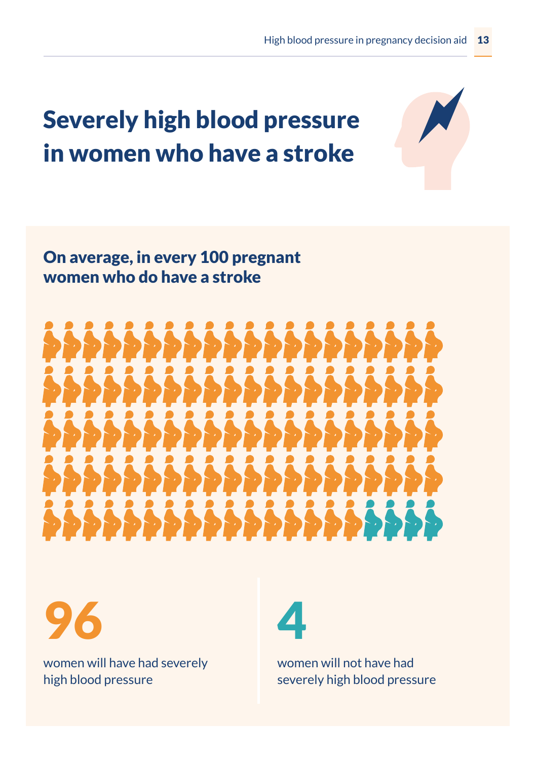# Severely high blood pressure in women who have a stroke

## On average, in every 100 pregnant women who do have a stroke

**96**

women will have had severely high blood pressure

**4**

women will not have had severely high blood pressure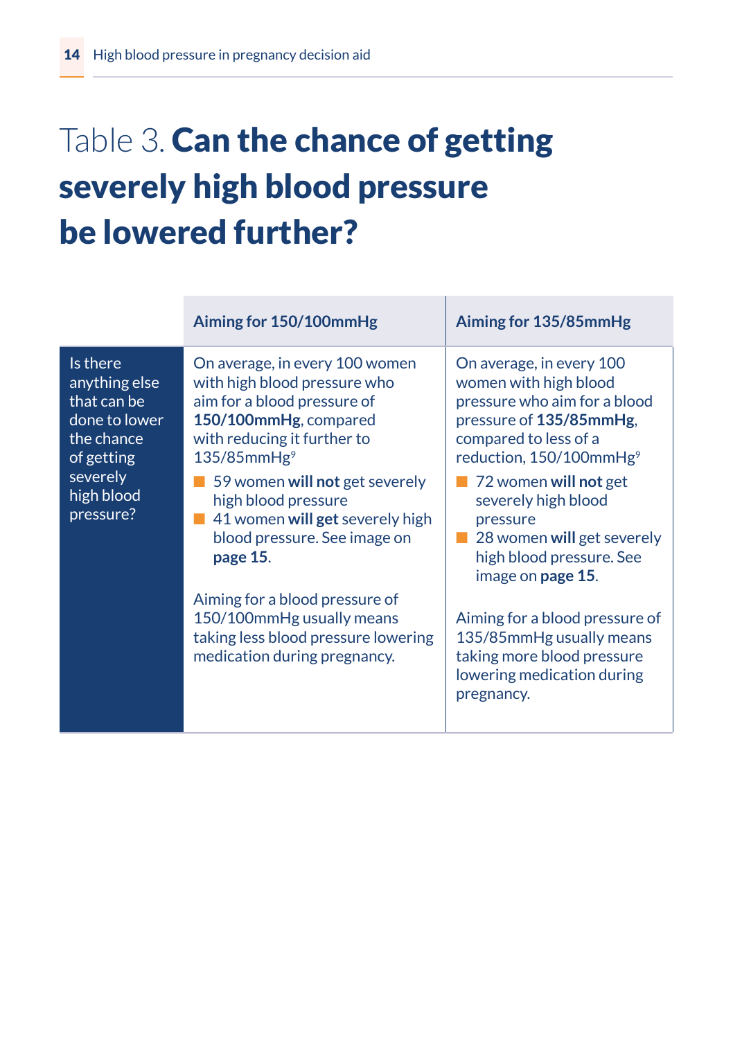# Table 3. **Can the chance of getting severely high blood pressure be lowered further?**

| | Aiming for 150/100mmHg | Aiming for 135/85mmHg |
|---|---|---|
| Is there anything else that can be done to lower the chance of getting severely high blood pressure? | On average, in every 100 women with high blood pressure who aim for a blood pressure of **150/100mmHg**, compared with reducing it further to 135/85mmHg[9]<br>■ 59 women **will not** get severely high blood pressure<br>■ 41 women **will get** severely high blood pressure. See image on **page 15**.<br><br>Aiming for a blood pressure of 150/100mmHg usually means taking less blood pressure lowering medication during pregnancy. | On average, in every 100 women with high blood pressure who aim for a blood pressure of **135/85mmHg**, compared to less of a reduction, 150/100mmHg[9]<br>■ 72 women **will not** get severely high blood pressure<br>■ 28 women **will** get severely high blood pressure. See image on **page 15**.<br><br>Aiming for a blood pressure of 135/85mmHg usually means taking more blood pressure lowering medication during pregnancy. |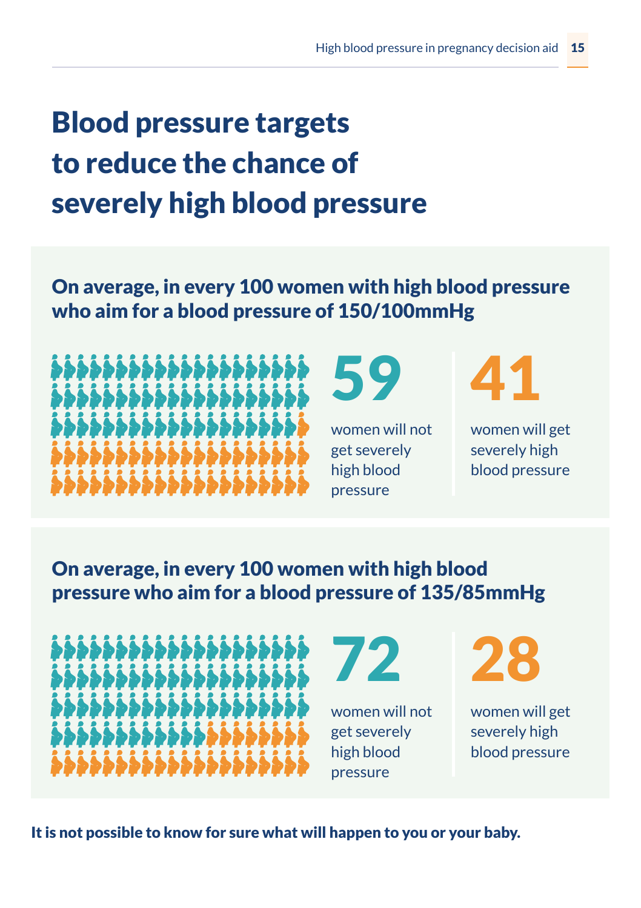# Blood pressure targets to reduce the chance of severely high blood pressure

**On average, in every 100 women with high blood pressure who aim for a blood pressure of 150/100mmHg**

**59** women will not get severely high blood pressure

**41** women will get severely high blood pressure

**On average, in every 100 women with high blood pressure who aim for a blood pressure of 135/85mmHg**

**72** women will not get severely high blood pressure

**28** women will get severely high blood pressure

**It is not possible to know for sure what will happen to you or your baby.**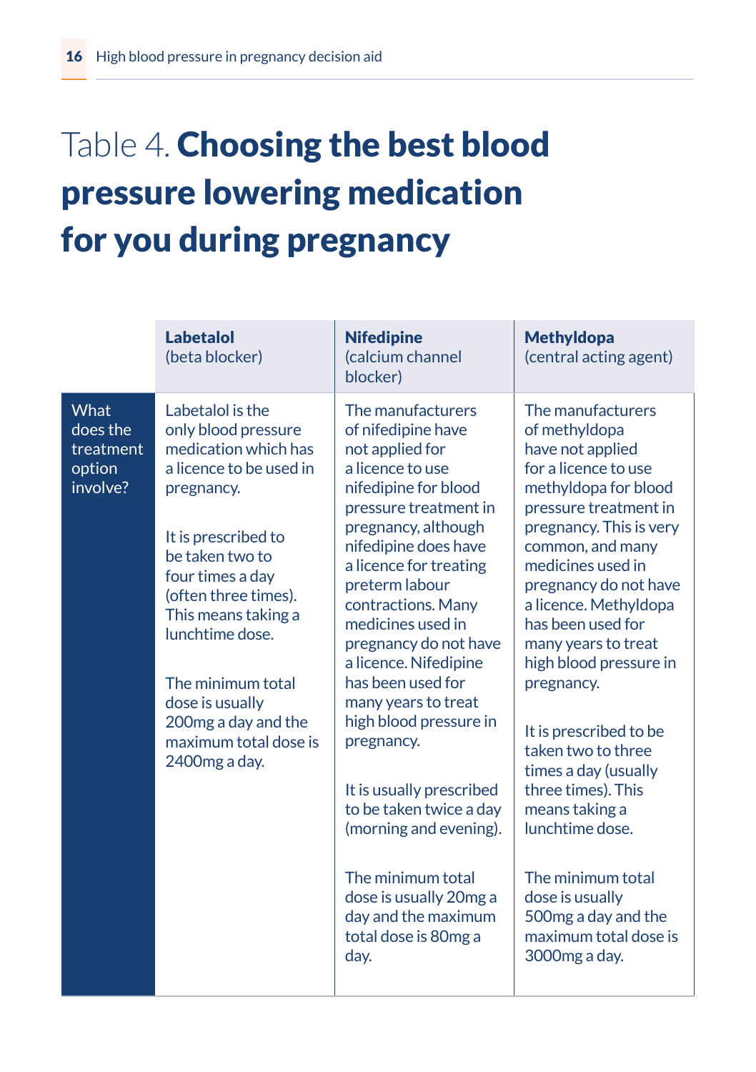# Table 4. **Choosing the best blood pressure lowering medication for you during pregnancy**

| | **Labetalol** (beta blocker) | **Nifedipine** (calcium channel blocker) | **Methyldopa** (central acting agent) |
|---|---|---|---|
| What does the treatment option involve? | Labetalol is the only blood pressure medication which has a licence to be used in pregnancy.<br><br>It is prescribed to be taken two to four times a day (often three times). This means taking a lunchtime dose.<br><br>The minimum total dose is usually 200mg a day and the maximum total dose is 2400mg a day. | The manufacturers of nifedipine have not applied for a licence to use nifedipine for blood pressure treatment in pregnancy, although nifedipine does have a licence for treating preterm labour contractions. Many medicines used in pregnancy do not have a licence. Nifedipine has been used for many years to treat high blood pressure in pregnancy.<br><br>It is usually prescribed to be taken twice a day (morning and evening).<br><br>The minimum total dose is usually 20mg a day and the maximum total dose is 80mg a day. | The manufacturers of methyldopa have not applied for a licence to use methyldopa for blood pressure treatment in pregnancy. This is very common, and many medicines used in pregnancy do not have a licence. Methyldopa has been used for many years to treat high blood pressure in pregnancy.<br><br>It is prescribed to be taken two to three times a day (usually three times). This means taking a lunchtime dose.<br><br>The minimum total dose is usually 500mg a day and the maximum total dose is 3000mg a day. |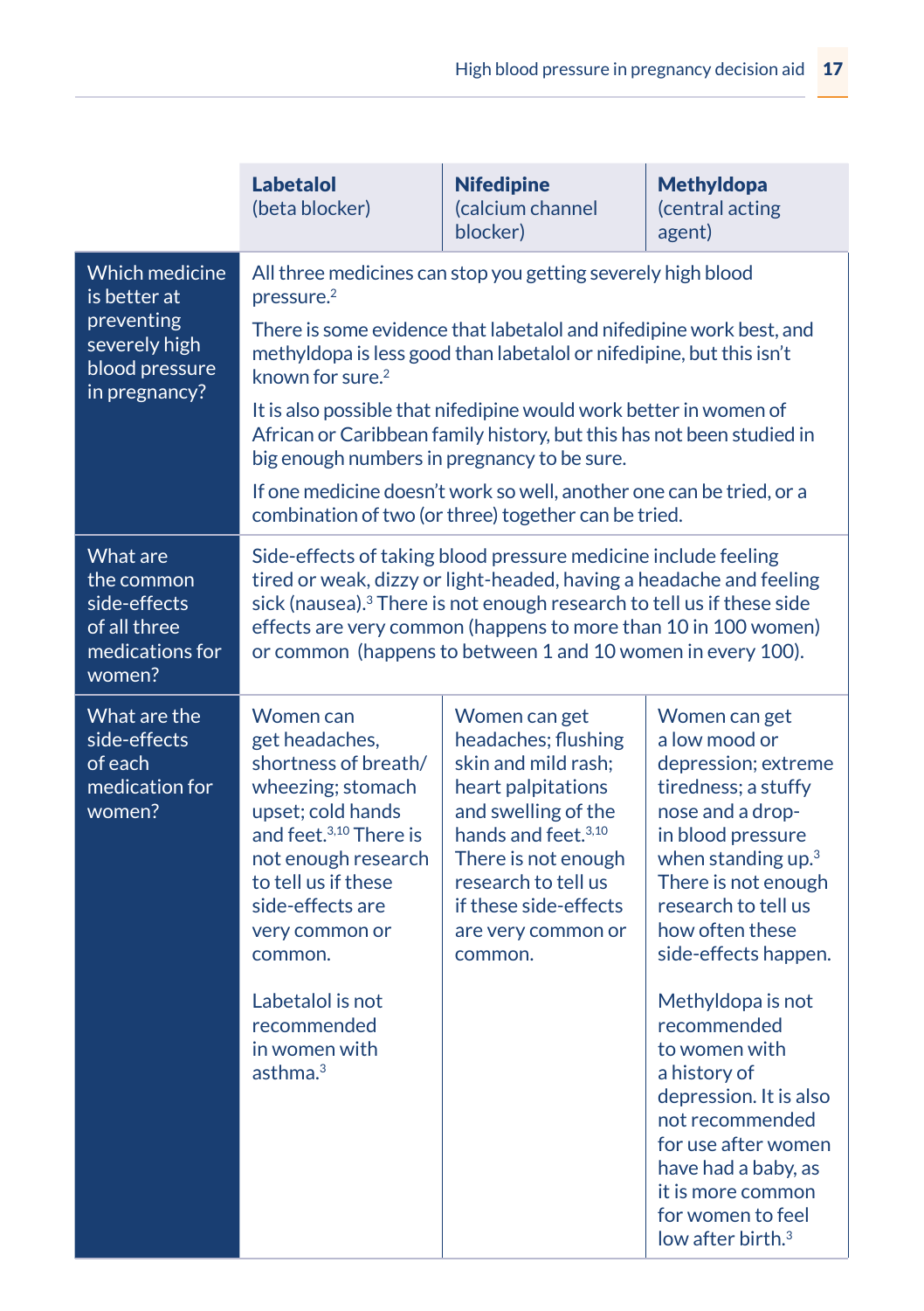| | **Labetalol** (beta blocker) | **Nifedipine** (calcium channel blocker) | **Methyldopa** (central acting agent) |
|---|---|---|---|
| Which medicine is better at preventing severely high blood pressure in pregnancy? | All three medicines can stop you getting severely high blood pressure.[2]<br><br>There is some evidence that labetalol and nifedipine work best, and methyldopa is less good than labetalol or nifedipine, but this isn't known for sure.[2]<br><br>It is also possible that nifedipine would work better in women of African or Caribbean family history, but this has not been studied in big enough numbers in pregnancy to be sure.<br><br>If one medicine doesn't work so well, another one can be tried, or a combination of two (or three) together can be tried. | | |
| What are the common side-effects of all three medications for women? | Side-effects of taking blood pressure medicine include feeling tired or weak, dizzy or light-headed, having a headache and feeling sick (nausea).[3] There is not enough research to tell us if these side effects are very common (happens to more than 10 in 100 women) or common (happens to between 1 and 10 women in every 100). | | |
| What are the side-effects of each medication for women? | Women can get headaches, shortness of breath/wheezing; stomach upset; cold hands and feet.[3,10] There is not enough research to tell us if these side-effects are very common or common.<br><br>Labetalol is not recommended in women with asthma.[3] | Women can get headaches; flushing skin and mild rash; heart palpitations and swelling of the hands and feet.[3,10] There is not enough research to tell us if these side-effects are very common or common. | Women can get a low mood or depression; extreme tiredness; a stuffy nose and a drop-in blood pressure when standing up.[3] There is not enough research to tell us how often these side-effects happen.<br><br>Methyldopa is not recommended to women with a history of depression. It is also not recommended for use after women have had a baby, as it is more common for women to feel low after birth.[3] |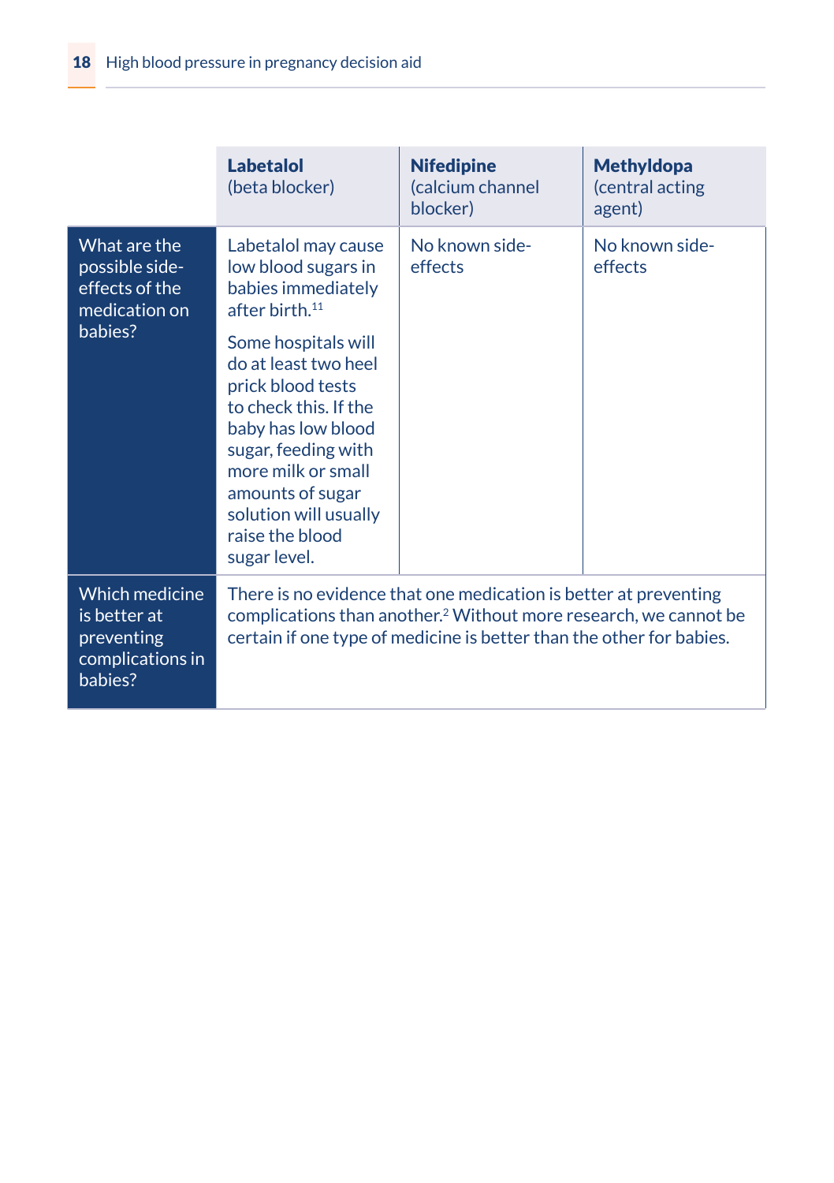| | **Labetalol** (beta blocker) | **Nifedipine** (calcium channel blocker) | **Methyldopa** (central acting agent) |
|---|---|---|---|
| What are the possible side-effects of the medication on babies? | Labetalol may cause low blood sugars in babies immediately after birth.[11] Some hospitals will do at least two heel prick blood tests to check this. If the baby has low blood sugar, feeding with more milk or small amounts of sugar solution will usually raise the blood sugar level. | No known side-effects | No known side-effects |
| Which medicine is better at preventing complications in babies? | There is no evidence that one medication is better at preventing complications than another.[2] Without more research, we cannot be certain if one type of medicine is better than the other for babies. | | |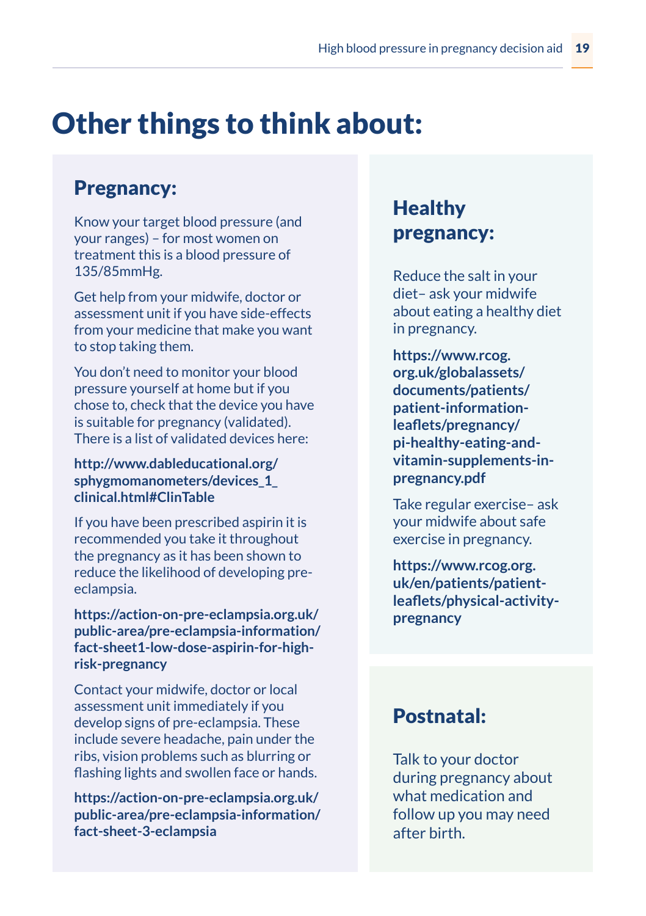# Other things to think about:

## Pregnancy:

Know your target blood pressure (and your ranges) – for most women on treatment this is a blood pressure of 135/85mmHg.

Get help from your midwife, doctor or assessment unit if you have side-effects from your medicine that make you want to stop taking them.

You don't need to monitor your blood pressure yourself at home but if you chose to, check that the device you have is suitable for pregnancy (validated). There is a list of validated devices here:

**http://www.dableducational.org/sphygmomanometers/devices_1_clinical.html#ClinTable**

If you have been prescribed aspirin it is recommended you take it throughout the pregnancy as it has been shown to reduce the likelihood of developing pre-eclampsia.

**https://action-on-pre-eclampsia.org.uk/public-area/pre-eclampsia-information/fact-sheet1-low-dose-aspirin-for-high-risk-pregnancy**

Contact your midwife, doctor or local assessment unit immediately if you develop signs of pre-eclampsia. These include severe headache, pain under the ribs, vision problems such as blurring or flashing lights and swollen face or hands.

**https://action-on-pre-eclampsia.org.uk/public-area/pre-eclampsia-information/fact-sheet-3-eclampsia**

## Healthy pregnancy:

Reduce the salt in your diet– ask your midwife about eating a healthy diet in pregnancy.

**https://www.rcog.org.uk/globalassets/documents/patients/patient-information-leaflets/pregnancy/pi-healthy-eating-and-vitamin-supplements-in-pregnancy.pdf**

Take regular exercise– ask your midwife about safe exercise in pregnancy.

**https://www.rcog.org.uk/en/patients/patient-leaflets/physical-activity-pregnancy**

## Postnatal:

Talk to your doctor during pregnancy about what medication and follow up you may need after birth.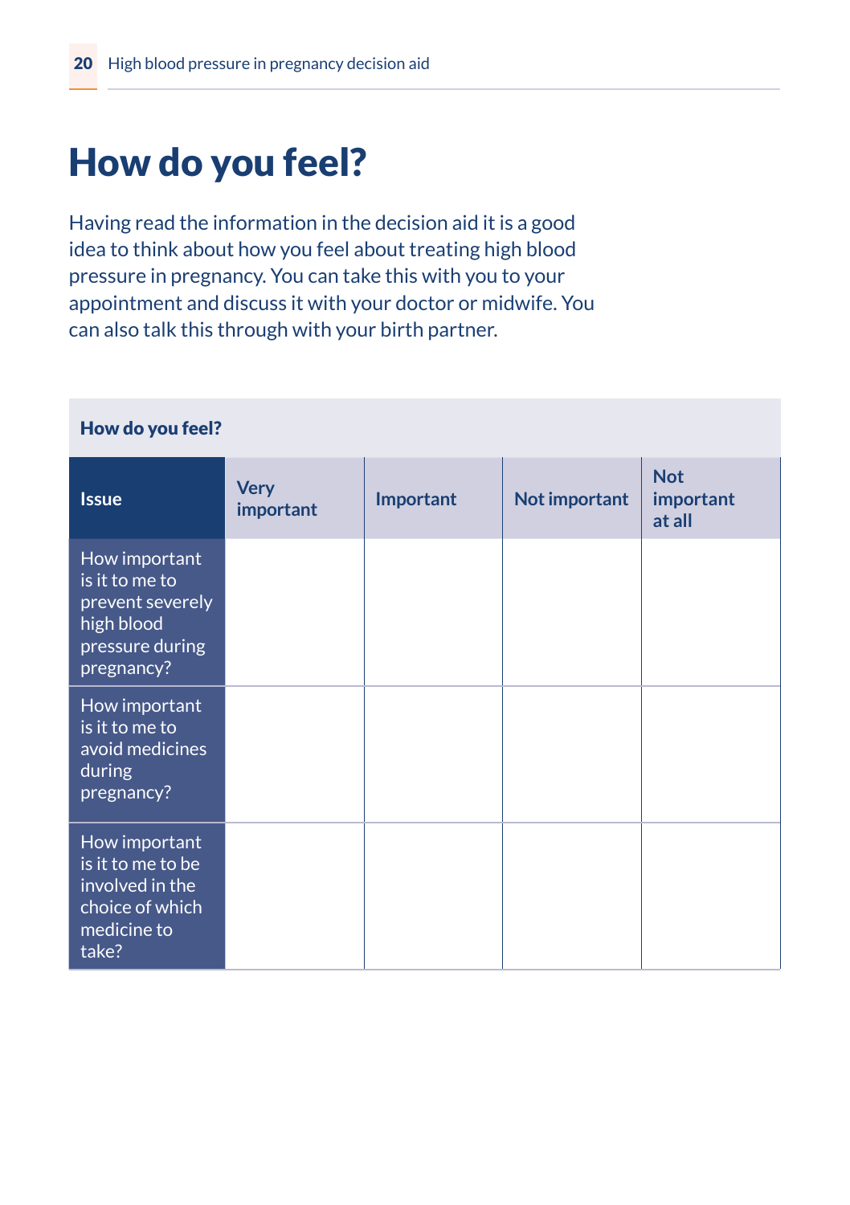# How do you feel?

Having read the information in the decision aid it is a good idea to think about how you feel about treating high blood pressure in pregnancy. You can take this with you to your appointment and discuss it with your doctor or midwife. You can also talk this through with your birth partner.

**How do you feel?**

| Issue | Very important | Important | Not important | Not important at all |
|---|---|---|---|---|
| How important is it to me to prevent severely high blood pressure during pregnancy? | | | | |
| How important is it to me to avoid medicines during pregnancy? | | | | |
| How important is it to me to be involved in the choice of which medicine to take? | | | | |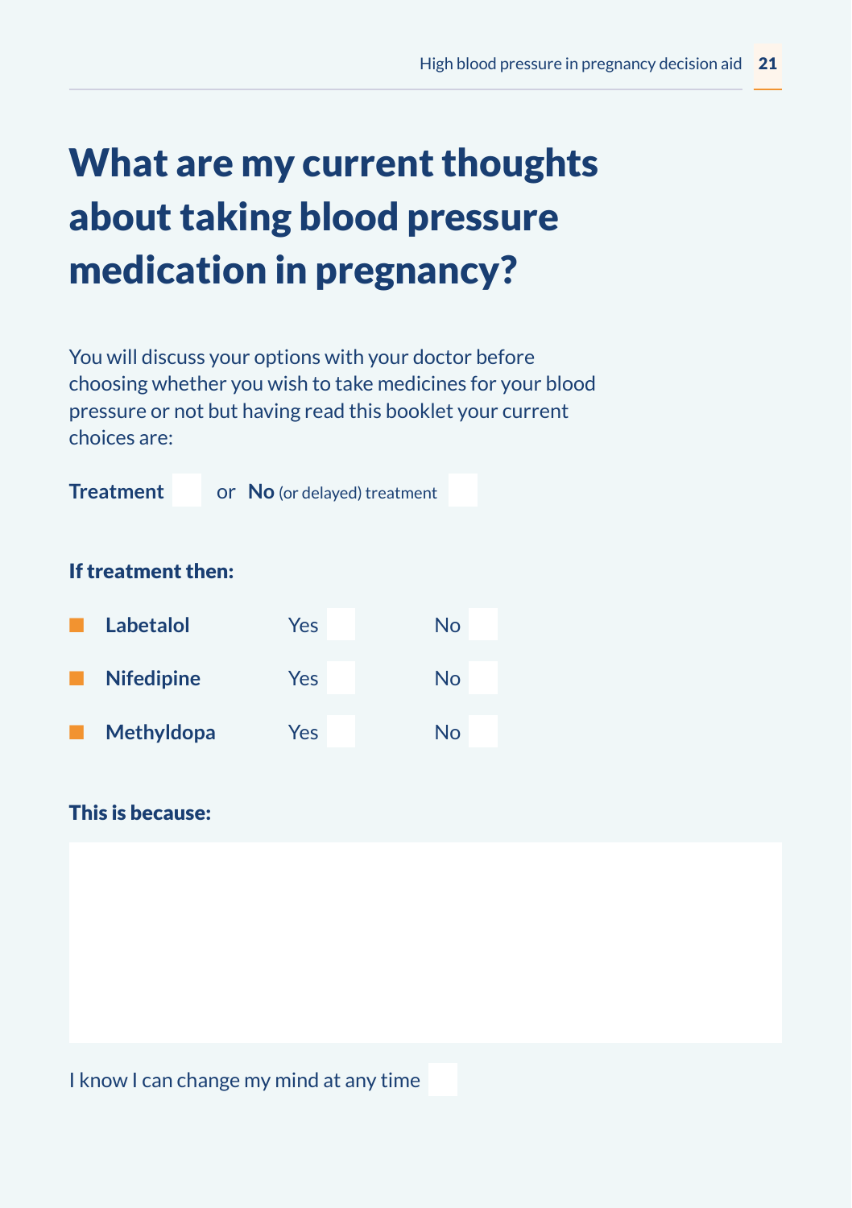# What are my current thoughts about taking blood pressure medication in pregnancy?

You will discuss your options with your doctor before choosing whether you wish to take medicines for your blood pressure or not but having read this booklet your current choices are:

**Treatment** ☐ or **No** (or delayed) treatment ☐

**If treatment then:**

- **Labetalol** Yes ☐ No ☐
- **Nifedipine** Yes ☐ No ☐
- **Methyldopa** Yes ☐ No ☐

**This is because:**

I know I can change my mind at any time ☐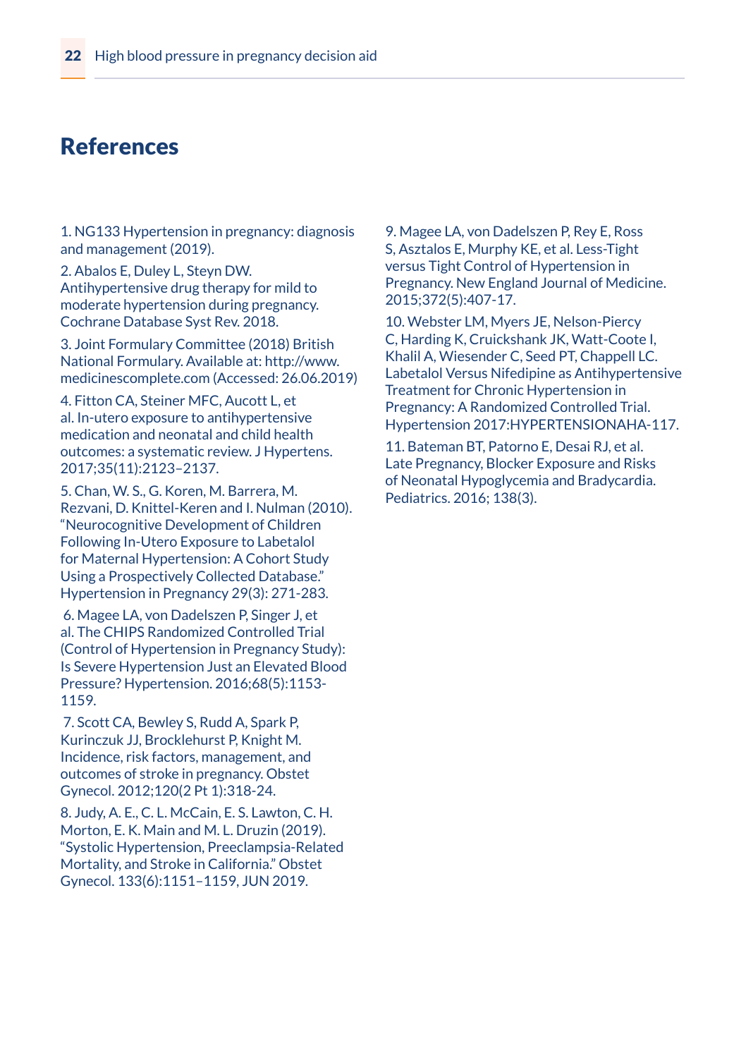# References

1. NG133 Hypertension in pregnancy: diagnosis and management (2019).

2. Abalos E, Duley L, Steyn DW. Antihypertensive drug therapy for mild to moderate hypertension during pregnancy. Cochrane Database Syst Rev. 2018.

3. Joint Formulary Committee (2018) British National Formulary. Available at: http://www.medicinescomplete.com (Accessed: 26.06.2019)

4. Fitton CA, Steiner MFC, Aucott L, et al. In-utero exposure to antihypertensive medication and neonatal and child health outcomes: a systematic review. J Hypertens. 2017;35(11):2123–2137.

5. Chan, W. S., G. Koren, M. Barrera, M. Rezvani, D. Knittel-Keren and I. Nulman (2010). "Neurocognitive Development of Children Following In-Utero Exposure to Labetalol for Maternal Hypertension: A Cohort Study Using a Prospectively Collected Database." Hypertension in Pregnancy 29(3): 271-283.

6. Magee LA, von Dadelszen P, Singer J, et al. The CHIPS Randomized Controlled Trial (Control of Hypertension in Pregnancy Study): Is Severe Hypertension Just an Elevated Blood Pressure? Hypertension. 2016;68(5):1153-1159.

7. Scott CA, Bewley S, Rudd A, Spark P, Kurinczuk JJ, Brocklehurst P, Knight M. Incidence, risk factors, management, and outcomes of stroke in pregnancy. Obstet Gynecol. 2012;120(2 Pt 1):318-24.

8. Judy, A. E., C. L. McCain, E. S. Lawton, C. H. Morton, E. K. Main and M. L. Druzin (2019). "Systolic Hypertension, Preeclampsia-Related Mortality, and Stroke in California." Obstet Gynecol. 133(6):1151–1159, JUN 2019.

9. Magee LA, von Dadelszen P, Rey E, Ross S, Asztalos E, Murphy KE, et al. Less-Tight versus Tight Control of Hypertension in Pregnancy. New England Journal of Medicine. 2015;372(5):407-17.

10. Webster LM, Myers JE, Nelson-Piercy C, Harding K, Cruickshank JK, Watt-Coote I, Khalil A, Wiesender C, Seed PT, Chappell LC. Labetalol Versus Nifedipine as Antihypertensive Treatment for Chronic Hypertension in Pregnancy: A Randomized Controlled Trial. Hypertension 2017:HYPERTENSIONAHA-117.

11. Bateman BT, Patorno E, Desai RJ, et al. Late Pregnancy, Blocker Exposure and Risks of Neonatal Hypoglycemia and Bradycardia. Pediatrics. 2016; 138(3).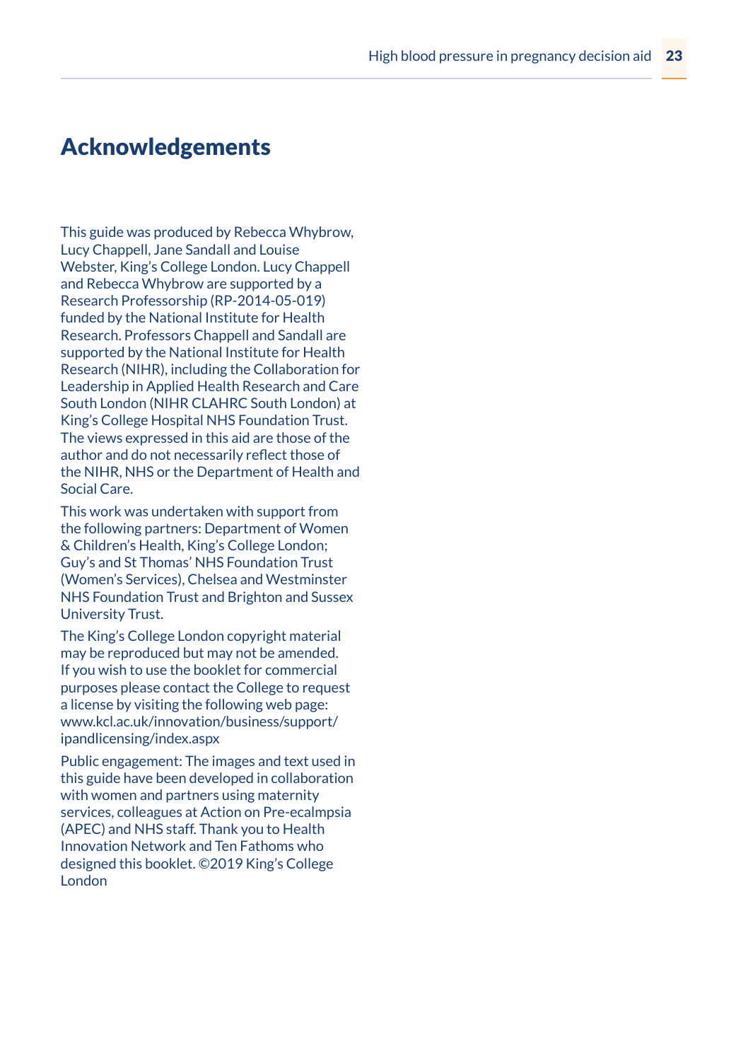# Acknowledgements

This guide was produced by Rebecca Whybrow, Lucy Chappell, Jane Sandall and Louise Webster, King's College London. Lucy Chappell and Rebecca Whybrow are supported by a Research Professorship (RP-2014-05-019) funded by the National Institute for Health Research. Professors Chappell and Sandall are supported by the National Institute for Health Research (NIHR), including the Collaboration for Leadership in Applied Health Research and Care South London (NIHR CLAHRC South London) at King's College Hospital NHS Foundation Trust. The views expressed in this aid are those of the author and do not necessarily reflect those of the NIHR, NHS or the Department of Health and Social Care.

This work was undertaken with support from the following partners: Department of Women & Children's Health, King's College London; Guy's and St Thomas' NHS Foundation Trust (Women's Services), Chelsea and Westminster NHS Foundation Trust and Brighton and Sussex University Trust.

The King's College London copyright material may be reproduced but may not be amended. If you wish to use the booklet for commercial purposes please contact the College to request a license by visiting the following web page: www.kcl.ac.uk/innovation/business/support/ipandlicensing/index.aspx

Public engagement: The images and text used in this guide have been developed in collaboration with women and partners using maternity services, colleagues at Action on Pre-ecalmpsia (APEC) and NHS staff. Thank you to Health Innovation Network and Ten Fathoms who designed this booklet. ©2019 King's College London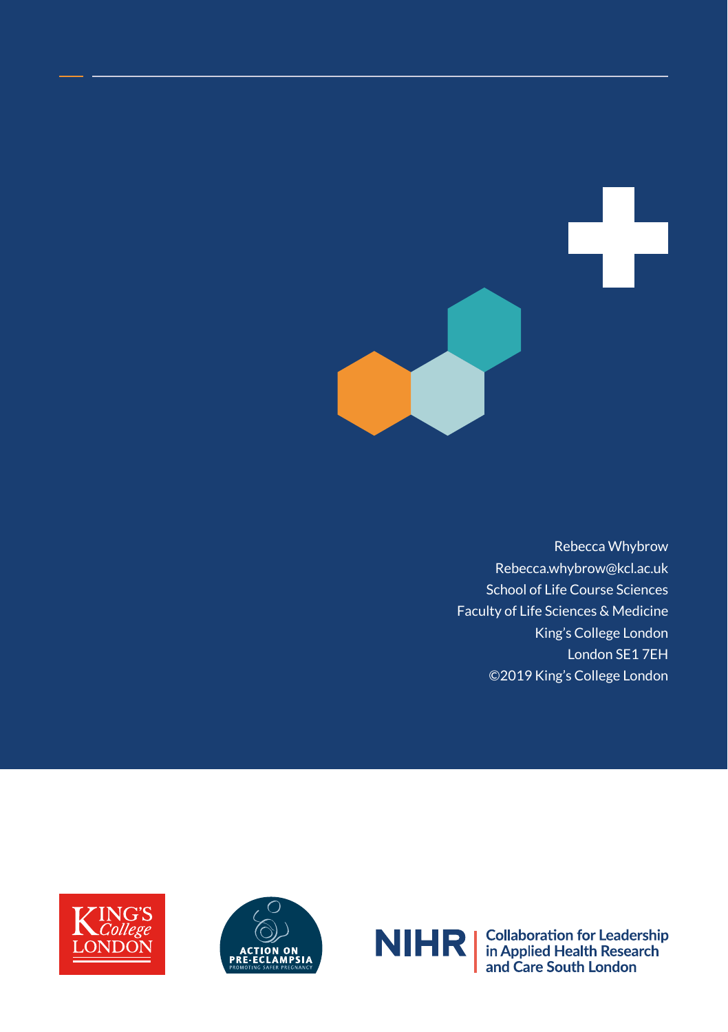Rebecca Whybrow
Rebecca.whybrow@kcl.ac.uk
School of Life Course Sciences
Faculty of Life Sciences & Medicine
King's College London
London SE1 7EH
©2019 King's College London

King's College London

Action on Pre-Eclampsia
Promoting Safer Pregnancy

NIHR | Collaboration for Leadership in Applied Health Research and Care South London